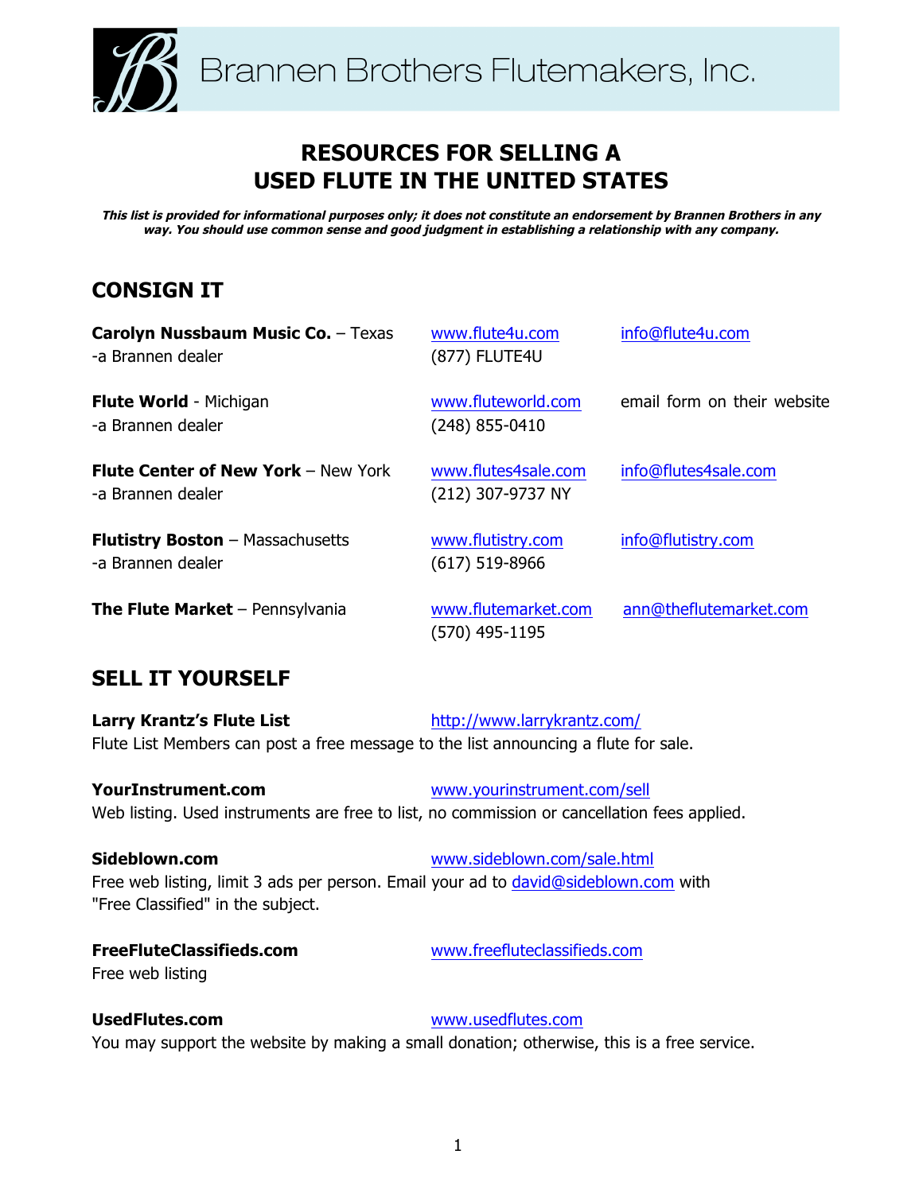Brannen Brothers Flutemakers, Inc.

# RESOURCES FOR SELLING A USED FLUTE IN THE UNITED STATES

***This list is provided for informational purposes only; it does not constitute an endorsement by Brannen Brothers in any way. You should use common sense and good judgment in establishing a relationship with any company.***

## CONSIGN IT

**Carolyn Nussbaum Music Co.** – Texas
-a Brannen dealer
www.flute4u.com
(877) FLUTE4U
info@flute4u.com

**Flute World** - Michigan
-a Brannen dealer
www.fluteworld.com
(248) 855-0410
email form on their website

**Flute Center of New York** – New York
-a Brannen dealer
www.flutes4sale.com
(212) 307-9737 NY
info@flutes4sale.com

**Flutistry Boston** – Massachusetts
-a Brannen dealer
www.flutistry.com
(617) 519-8966
info@flutistry.com

**The Flute Market** – Pennsylvania
www.flutemarket.com
(570) 495-1195
ann@theflutemarket.com

## SELL IT YOURSELF

**Larry Krantz's Flute List** http://www.larrykrantz.com/
Flute List Members can post a free message to the list announcing a flute for sale.

**YourInstrument.com** www.yourinstrument.com/sell
Web listing. Used instruments are free to list, no commission or cancellation fees applied.

**Sideblown.com** www.sideblown.com/sale.html
Free web listing, limit 3 ads per person. Email your ad to david@sideblown.com with "Free Classified" in the subject.

**FreeFluteClassifieds.com** www.freefluteclassifieds.com
Free web listing

**UsedFlutes.com** www.usedflutes.com
You may support the website by making a small donation; otherwise, this is a free service.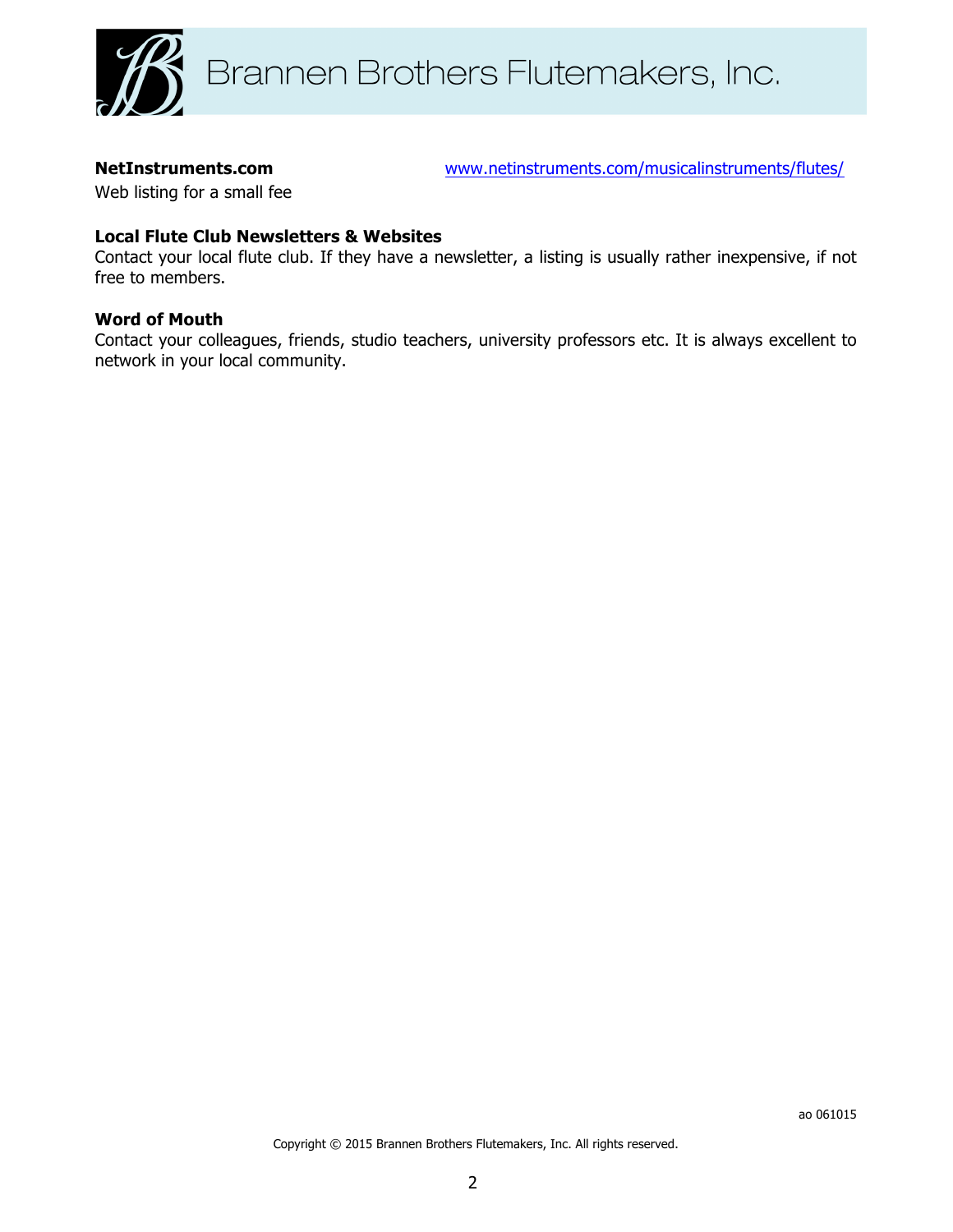**NetInstruments.com** www.netinstruments.com/musicalinstruments/flutes/

Web listing for a small fee

**Local Flute Club Newsletters & Websites**

Contact your local flute club. If they have a newsletter, a listing is usually rather inexpensive, if not free to members.

**Word of Mouth**

Contact your colleagues, friends, studio teachers, university professors etc. It is always excellent to network in your local community.

ao 061015

Copyright © 2015 Brannen Brothers Flutemakers, Inc. All rights reserved.